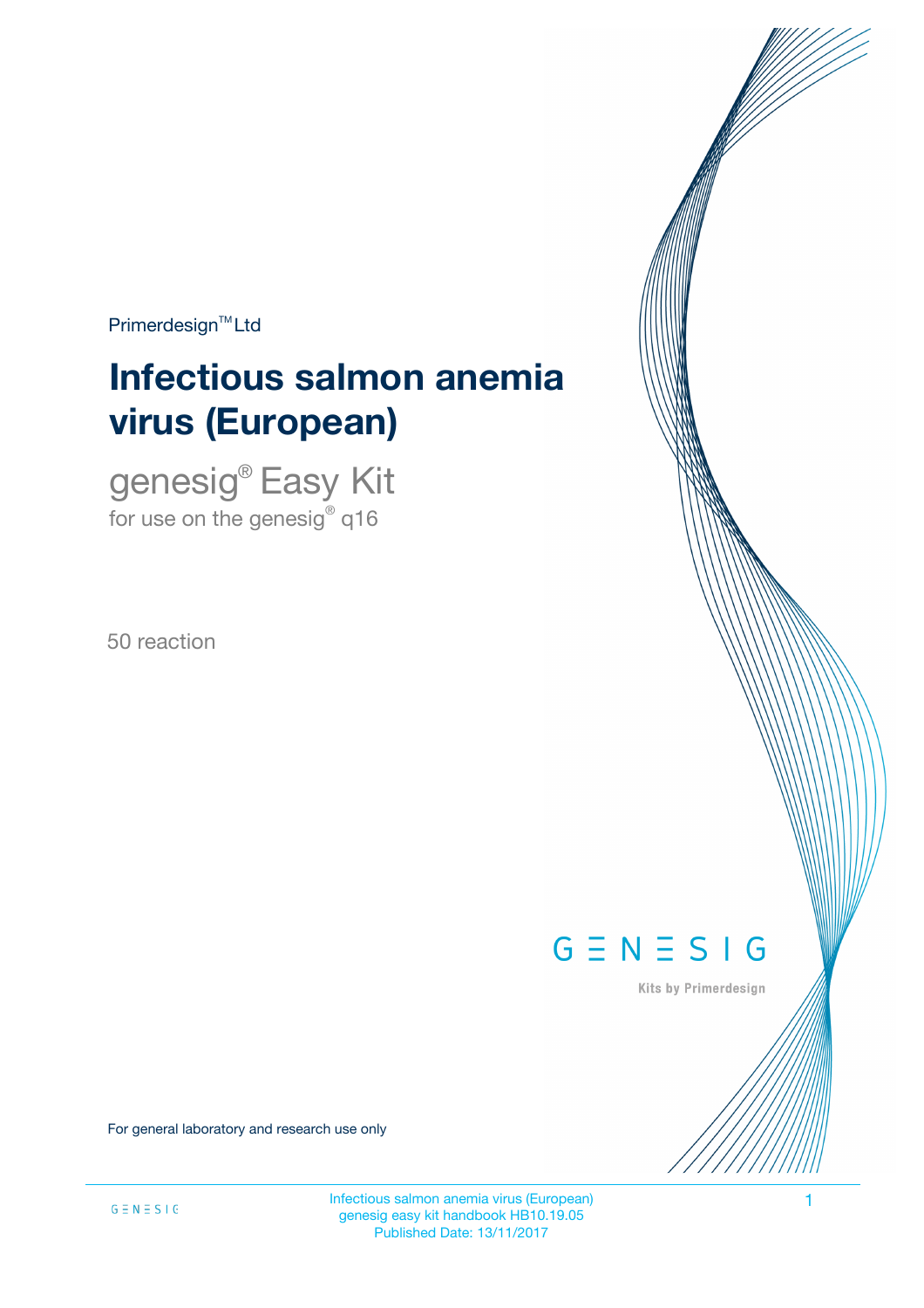Primerdesign™ Ltd

# Infectious salmon anemia virus (European)

## genesig® Easy Kit

for use on the genesig® q16

50 reaction

GENESIG

Kits by Primerdesign

For general laboratory and research use only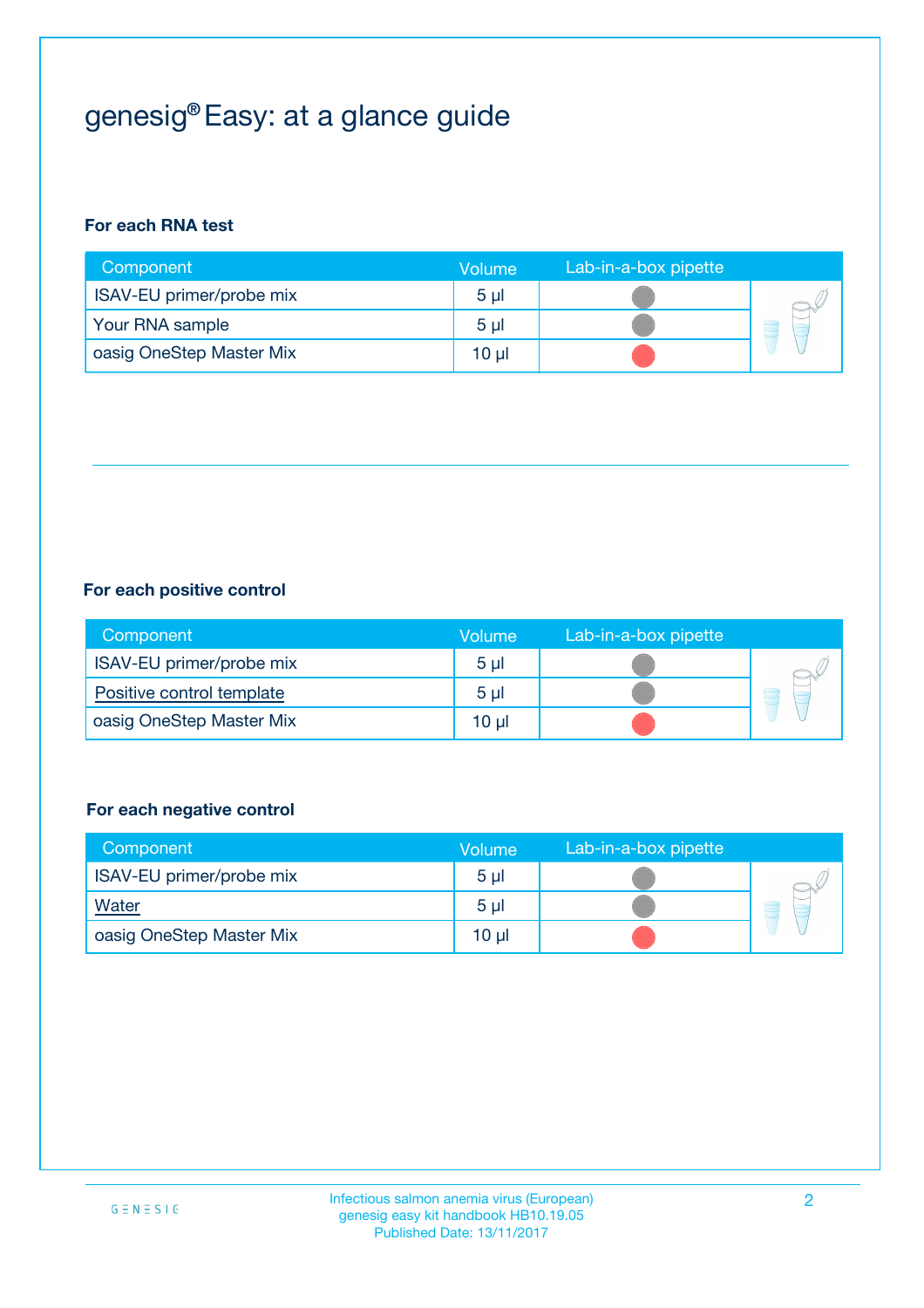# genesig® Easy: at a glance guide

### For each RNA test

| Component | Volume | Lab-in-a-box pipette |
|---|---|---|
| ISAV-EU primer/probe mix | 5 µl | |
| Your RNA sample | 5 µl | |
| oasig OneStep Master Mix | 10 µl | |

### For each positive control

| Component | Volume | Lab-in-a-box pipette |
|---|---|---|
| ISAV-EU primer/probe mix | 5 µl | |
| Positive control template | 5 µl | |
| oasig OneStep Master Mix | 10 µl | |

### For each negative control

| Component | Volume | Lab-in-a-box pipette |
|---|---|---|
| ISAV-EU primer/probe mix | 5 µl | |
| Water | 5 µl | |
| oasig OneStep Master Mix | 10 µl | |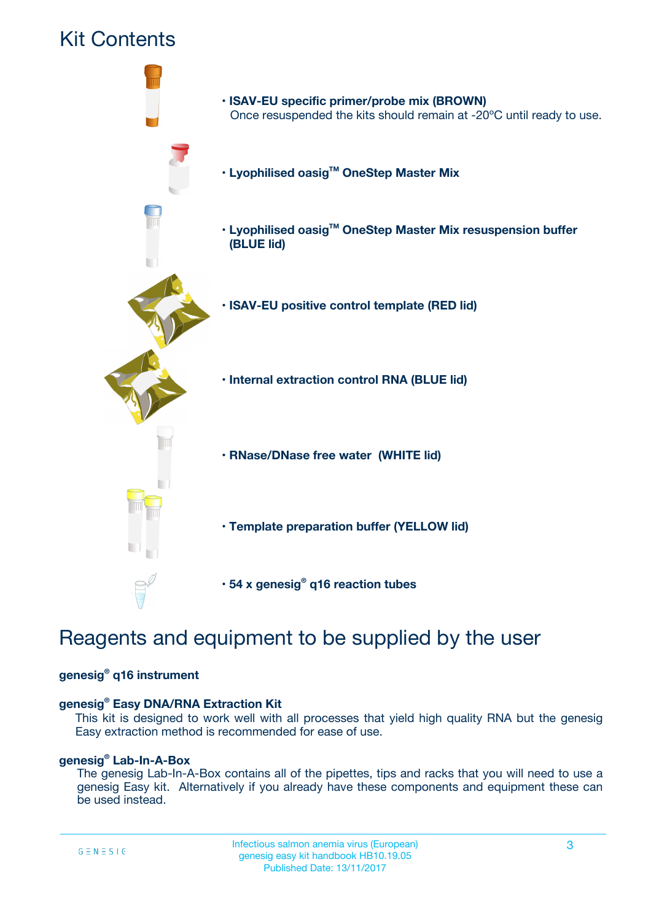# Kit Contents

- **ISAV-EU specific primer/probe mix (BROWN)**
  Once resuspended the kits should remain at -20ºC until ready to use.
- **Lyophilised oasig™ OneStep Master Mix**
- **Lyophilised oasig™ OneStep Master Mix resuspension buffer (BLUE lid)**
- **ISAV-EU positive control template (RED lid)**
- **Internal extraction control RNA (BLUE lid)**
- **RNase/DNase free water (WHITE lid)**
- **Template preparation buffer (YELLOW lid)**
- **54 x genesig® q16 reaction tubes**

# Reagents and equipment to be supplied by the user

**genesig® q16 instrument**

**genesig® Easy DNA/RNA Extraction Kit**

This kit is designed to work well with all processes that yield high quality RNA but the genesig Easy extraction method is recommended for ease of use.

**genesig® Lab-In-A-Box**

The genesig Lab-In-A-Box contains all of the pipettes, tips and racks that you will need to use a genesig Easy kit. Alternatively if you already have these components and equipment these can be used instead.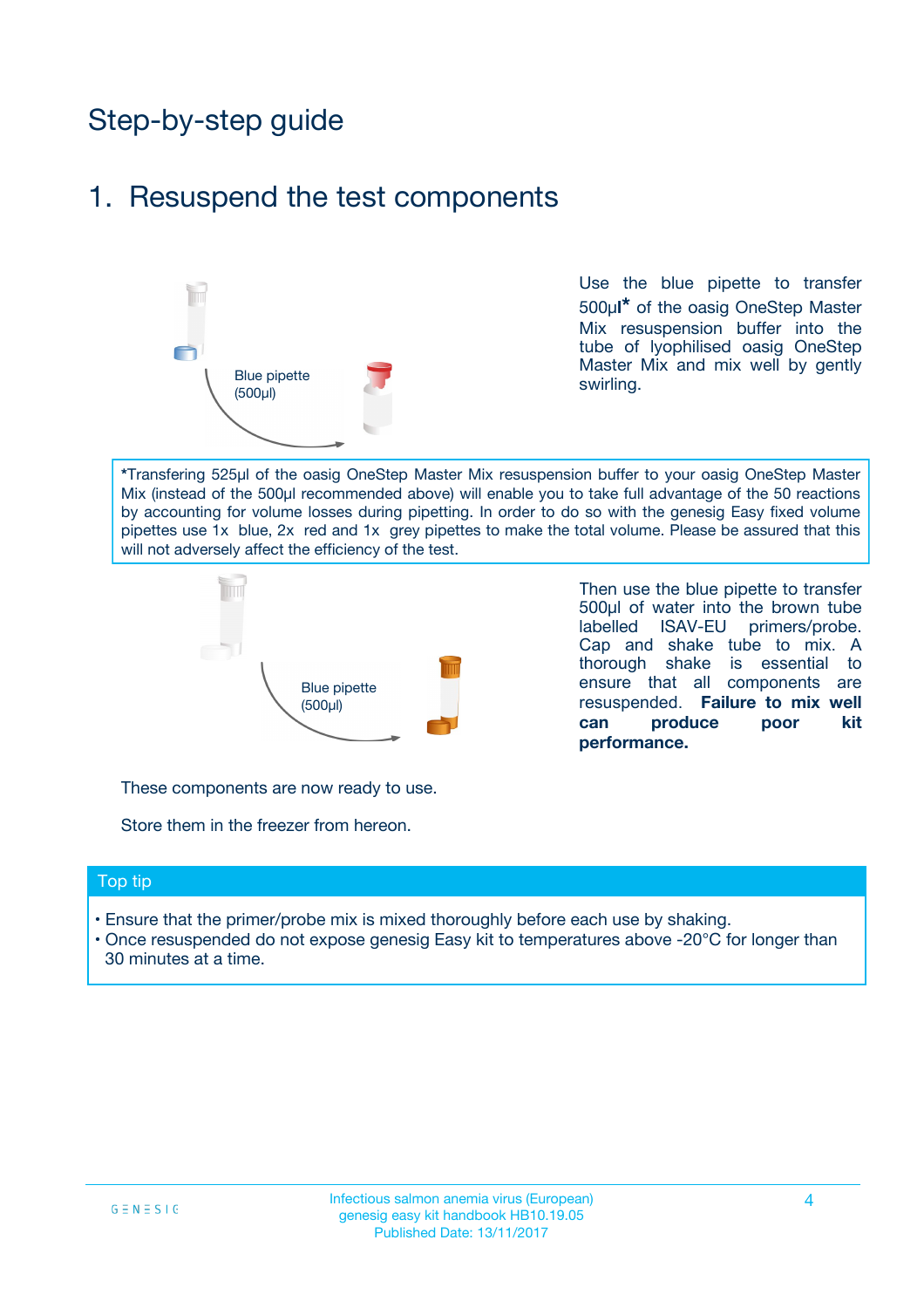# Step-by-step guide

## 1. Resuspend the test components

Blue pipette (500µl)

Use the blue pipette to transfer 500µl* of the oasig OneStep Master Mix resuspension buffer into the tube of lyophilised oasig OneStep Master Mix and mix well by gently swirling.

*Transfering 525µl of the oasig OneStep Master Mix resuspension buffer to your oasig OneStep Master Mix (instead of the 500µl recommended above) will enable you to take full advantage of the 50 reactions by accounting for volume losses during pipetting. In order to do so with the genesig Easy fixed volume pipettes use 1x blue, 2x red and 1x grey pipettes to make the total volume. Please be assured that this will not adversely affect the efficiency of the test.

Blue pipette (500µl)

Then use the blue pipette to transfer 500µl of water into the brown tube labelled ISAV-EU primers/probe. Cap and shake tube to mix. A thorough shake is essential to ensure that all components are resuspended. **Failure to mix well can produce poor kit performance.**

These components are now ready to use.

Store them in the freezer from hereon.

### Top tip

- Ensure that the primer/probe mix is mixed thoroughly before each use by shaking.
- Once resuspended do not expose genesig Easy kit to temperatures above -20°C for longer than 30 minutes at a time.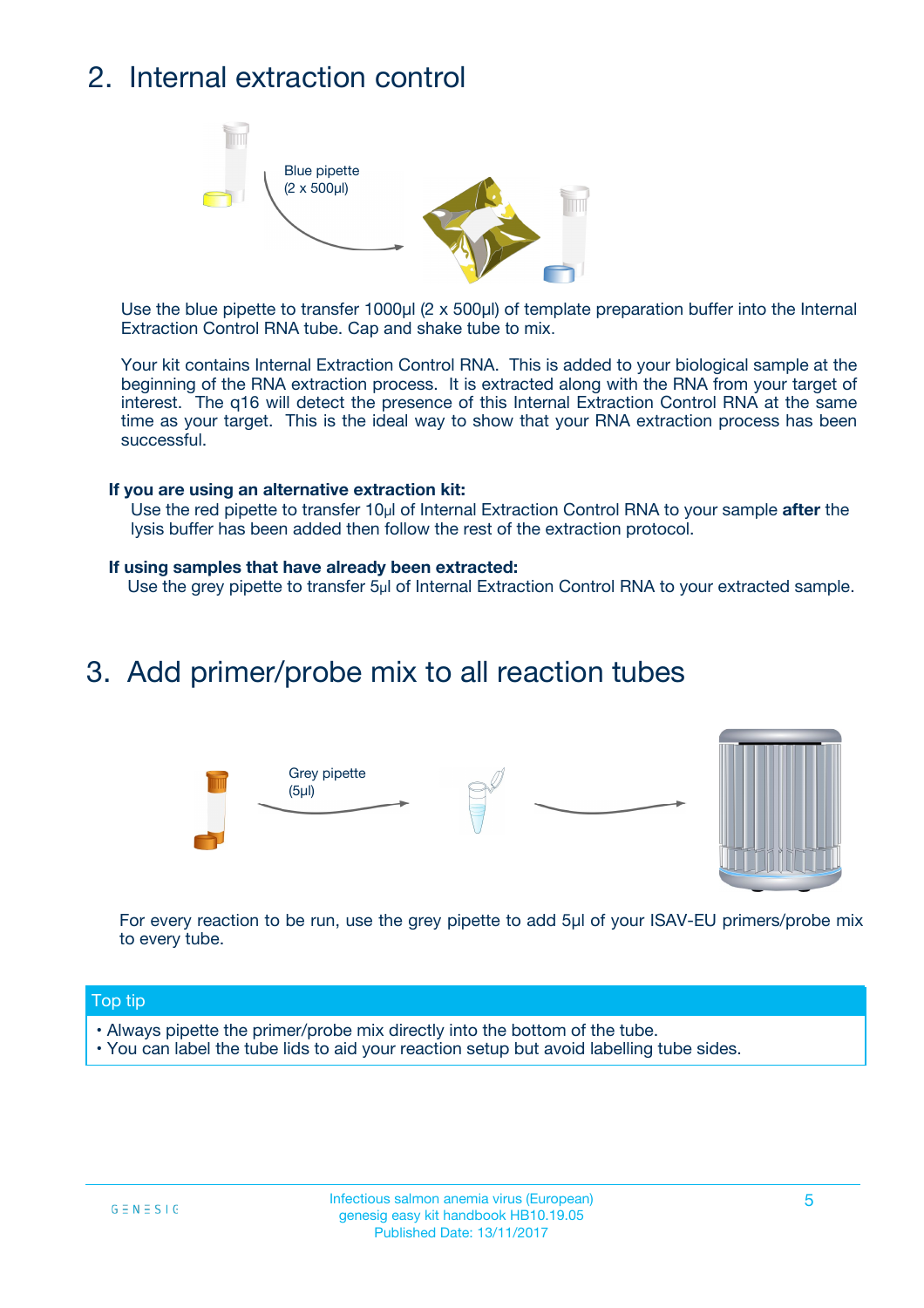## 2. Internal extraction control

Blue pipette (2 x 500µl)

Use the blue pipette to transfer 1000µl (2 x 500µl) of template preparation buffer into the Internal Extraction Control RNA tube. Cap and shake tube to mix.

Your kit contains Internal Extraction Control RNA. This is added to your biological sample at the beginning of the RNA extraction process. It is extracted along with the RNA from your target of interest. The q16 will detect the presence of this Internal Extraction Control RNA at the same time as your target. This is the ideal way to show that your RNA extraction process has been successful.

**If you are using an alternative extraction kit:**
Use the red pipette to transfer 10µl of Internal Extraction Control RNA to your sample **after** the lysis buffer has been added then follow the rest of the extraction protocol.

**If using samples that have already been extracted:**
Use the grey pipette to transfer 5µl of Internal Extraction Control RNA to your extracted sample.

## 3. Add primer/probe mix to all reaction tubes

Grey pipette (5µl)

For every reaction to be run, use the grey pipette to add 5µl of your ISAV-EU primers/probe mix to every tube.

**Top tip**

- Always pipette the primer/probe mix directly into the bottom of the tube.
- You can label the tube lids to aid your reaction setup but avoid labelling tube sides.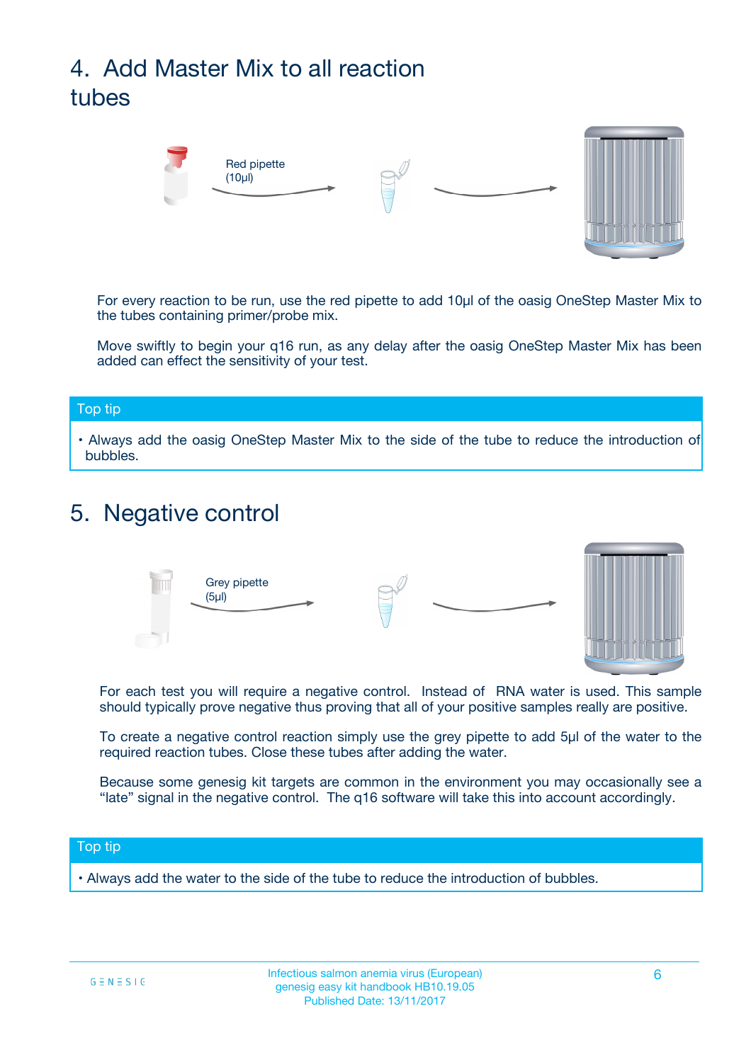## 4. Add Master Mix to all reaction tubes

Red pipette (10µl)

For every reaction to be run, use the red pipette to add 10µl of the oasig OneStep Master Mix to the tubes containing primer/probe mix.

Move swiftly to begin your q16 run, as any delay after the oasig OneStep Master Mix has been added can effect the sensitivity of your test.

**Top tip**

- Always add the oasig OneStep Master Mix to the side of the tube to reduce the introduction of bubbles.

## 5. Negative control

Grey pipette (5µl)

For each test you will require a negative control. Instead of RNA water is used. This sample should typically prove negative thus proving that all of your positive samples really are positive.

To create a negative control reaction simply use the grey pipette to add 5µl of the water to the required reaction tubes. Close these tubes after adding the water.

Because some genesig kit targets are common in the environment you may occasionally see a "late" signal in the negative control. The q16 software will take this into account accordingly.

**Top tip**

- Always add the water to the side of the tube to reduce the introduction of bubbles.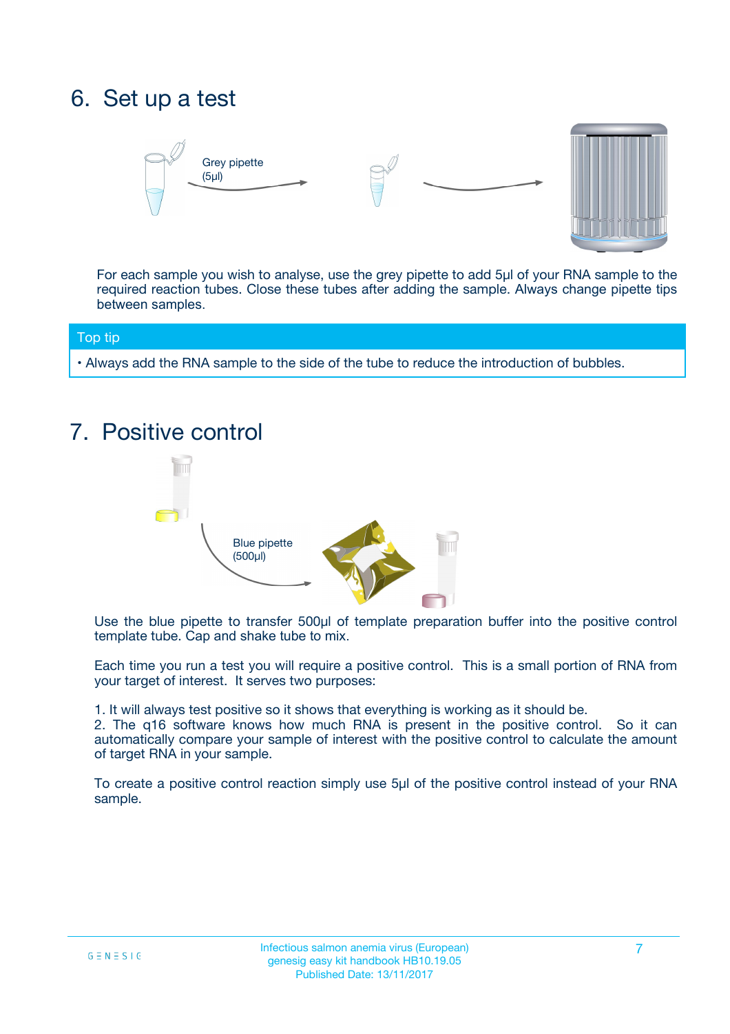# 6. Set up a test

Grey pipette (5µl)

For each sample you wish to analyse, use the grey pipette to add 5µl of your RNA sample to the required reaction tubes. Close these tubes after adding the sample. Always change pipette tips between samples.

**Top tip**

- Always add the RNA sample to the side of the tube to reduce the introduction of bubbles.

# 7. Positive control

Blue pipette (500µl)

Use the blue pipette to transfer 500µl of template preparation buffer into the positive control template tube. Cap and shake tube to mix.

Each time you run a test you will require a positive control. This is a small portion of RNA from your target of interest. It serves two purposes:

1. It will always test positive so it shows that everything is working as it should be.
2. The q16 software knows how much RNA is present in the positive control. So it can automatically compare your sample of interest with the positive control to calculate the amount of target RNA in your sample.

To create a positive control reaction simply use 5µl of the positive control instead of your RNA sample.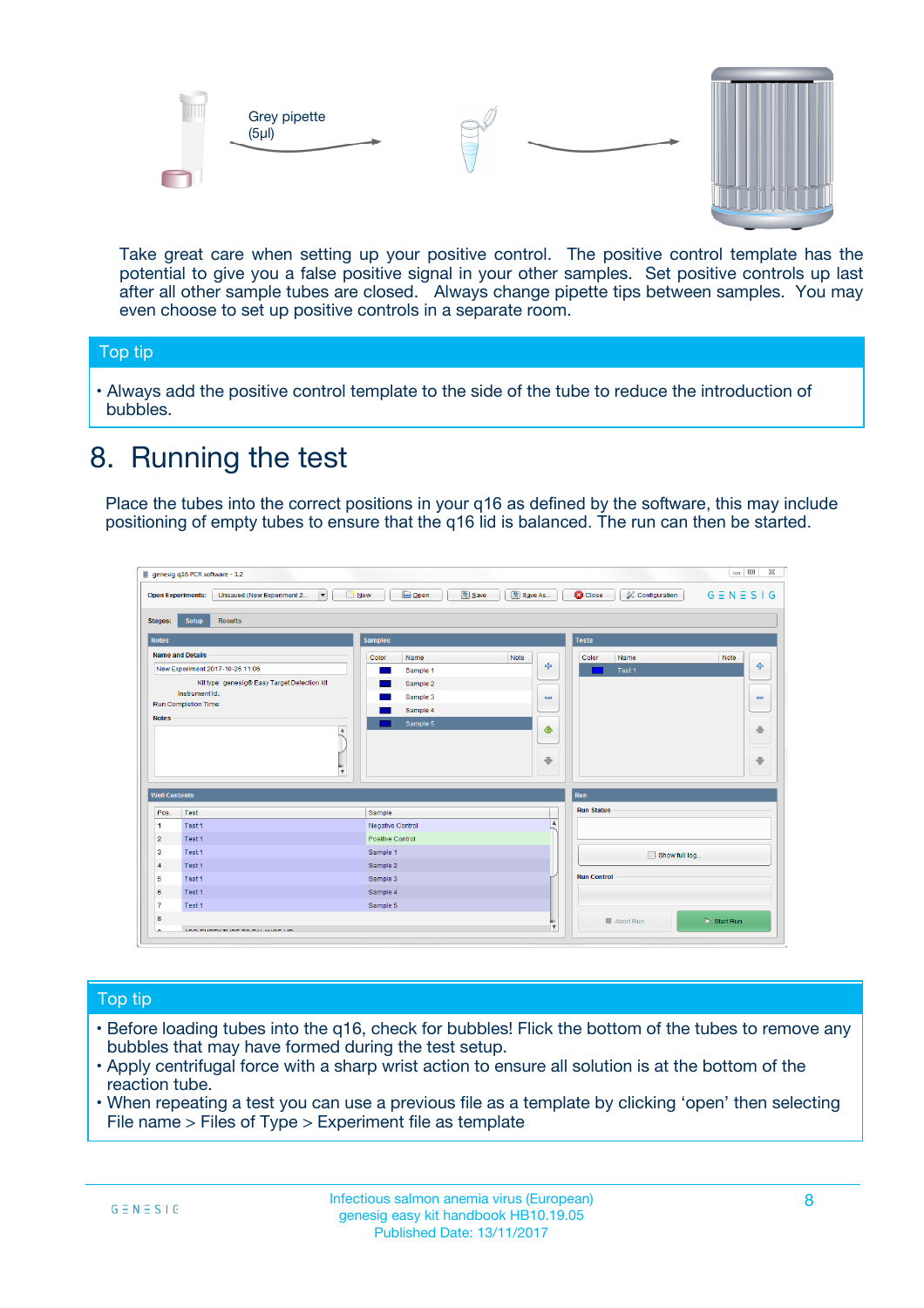Grey pipette
(5µl)

Take great care when setting up your positive control. The positive control template has the potential to give you a false positive signal in your other samples. Set positive controls up last after all other sample tubes are closed. Always change pipette tips between samples. You may even choose to set up positive controls in a separate room.

## Top tip

- Always add the positive control template to the side of the tube to reduce the introduction of bubbles.

# 8. Running the test

Place the tubes into the correct positions in your q16 as defined by the software, this may include positioning of empty tubes to ensure that the q16 lid is balanced. The run can then be started.

## Top tip

- Before loading tubes into the q16, check for bubbles! Flick the bottom of the tubes to remove any bubbles that may have formed during the test setup.
- Apply centrifugal force with a sharp wrist action to ensure all solution is at the bottom of the reaction tube.
- When repeating a test you can use a previous file as a template by clicking ‘open’ then selecting File name > Files of Type > Experiment file as template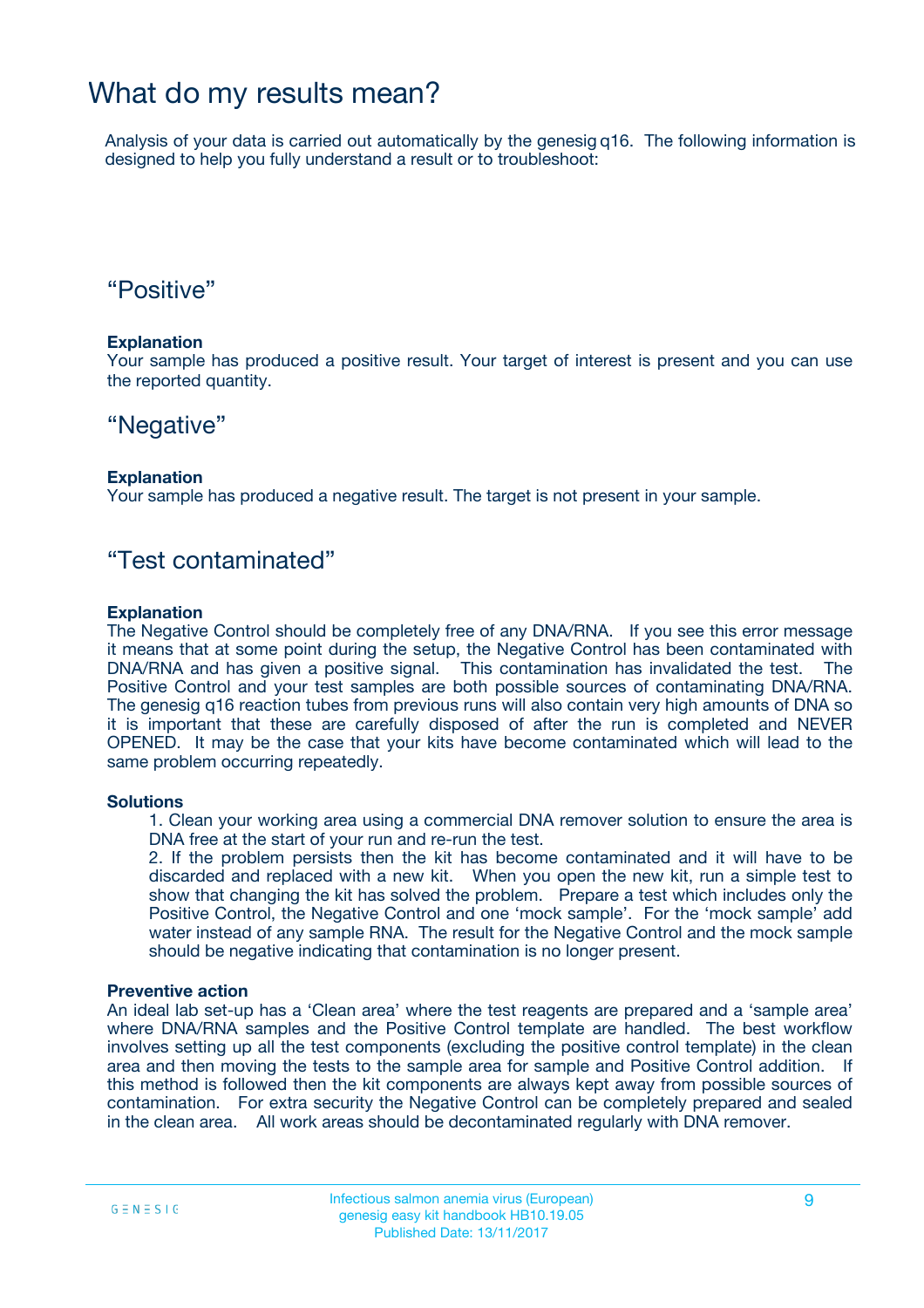# What do my results mean?

Analysis of your data is carried out automatically by the genesig q16. The following information is designed to help you fully understand a result or to troubleshoot:

## “Positive”

**Explanation**
Your sample has produced a positive result. Your target of interest is present and you can use the reported quantity.

## “Negative”

**Explanation**
Your sample has produced a negative result. The target is not present in your sample.

## “Test contaminated”

**Explanation**
The Negative Control should be completely free of any DNA/RNA. If you see this error message it means that at some point during the setup, the Negative Control has been contaminated with DNA/RNA and has given a positive signal. This contamination has invalidated the test. The Positive Control and your test samples are both possible sources of contaminating DNA/RNA. The genesig q16 reaction tubes from previous runs will also contain very high amounts of DNA so it is important that these are carefully disposed of after the run is completed and NEVER OPENED. It may be the case that your kits have become contaminated which will lead to the same problem occurring repeatedly.

**Solutions**

1. Clean your working area using a commercial DNA remover solution to ensure the area is DNA free at the start of your run and re-run the test.
2. If the problem persists then the kit has become contaminated and it will have to be discarded and replaced with a new kit. When you open the new kit, run a simple test to show that changing the kit has solved the problem. Prepare a test which includes only the Positive Control, the Negative Control and one ‘mock sample’. For the ‘mock sample’ add water instead of any sample RNA. The result for the Negative Control and the mock sample should be negative indicating that contamination is no longer present.

**Preventive action**
An ideal lab set-up has a ‘Clean area’ where the test reagents are prepared and a ‘sample area’ where DNA/RNA samples and the Positive Control template are handled. The best workflow involves setting up all the test components (excluding the positive control template) in the clean area and then moving the tests to the sample area for sample and Positive Control addition. If this method is followed then the kit components are always kept away from possible sources of contamination. For extra security the Negative Control can be completely prepared and sealed in the clean area. All work areas should be decontaminated regularly with DNA remover.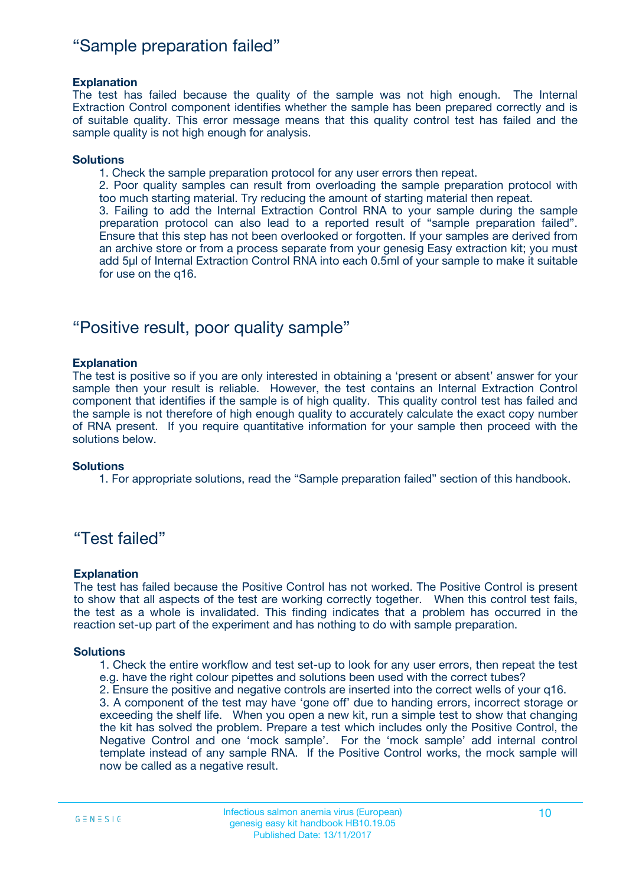## "Sample preparation failed"

**Explanation**
The test has failed because the quality of the sample was not high enough. The Internal Extraction Control component identifies whether the sample has been prepared correctly and is of suitable quality. This error message means that this quality control test has failed and the sample quality is not high enough for analysis.

**Solutions**

1. Check the sample preparation protocol for any user errors then repeat.
2. Poor quality samples can result from overloading the sample preparation protocol with too much starting material. Try reducing the amount of starting material then repeat.
3. Failing to add the Internal Extraction Control RNA to your sample during the sample preparation protocol can also lead to a reported result of "sample preparation failed". Ensure that this step has not been overlooked or forgotten. If your samples are derived from an archive store or from a process separate from your genesig Easy extraction kit; you must add 5µl of Internal Extraction Control RNA into each 0.5ml of your sample to make it suitable for use on the q16.

## "Positive result, poor quality sample"

**Explanation**
The test is positive so if you are only interested in obtaining a 'present or absent' answer for your sample then your result is reliable. However, the test contains an Internal Extraction Control component that identifies if the sample is of high quality. This quality control test has failed and the sample is not therefore of high enough quality to accurately calculate the exact copy number of RNA present. If you require quantitative information for your sample then proceed with the solutions below.

**Solutions**

1. For appropriate solutions, read the "Sample preparation failed" section of this handbook.

## "Test failed"

**Explanation**
The test has failed because the Positive Control has not worked. The Positive Control is present to show that all aspects of the test are working correctly together. When this control test fails, the test as a whole is invalidated. This finding indicates that a problem has occurred in the reaction set-up part of the experiment and has nothing to do with sample preparation.

**Solutions**

1. Check the entire workflow and test set-up to look for any user errors, then repeat the test e.g. have the right colour pipettes and solutions been used with the correct tubes?
2. Ensure the positive and negative controls are inserted into the correct wells of your q16.
3. A component of the test may have 'gone off' due to handing errors, incorrect storage or exceeding the shelf life. When you open a new kit, run a simple test to show that changing the kit has solved the problem. Prepare a test which includes only the Positive Control, the Negative Control and one 'mock sample'. For the 'mock sample' add internal control template instead of any sample RNA. If the Positive Control works, the mock sample will now be called as a negative result.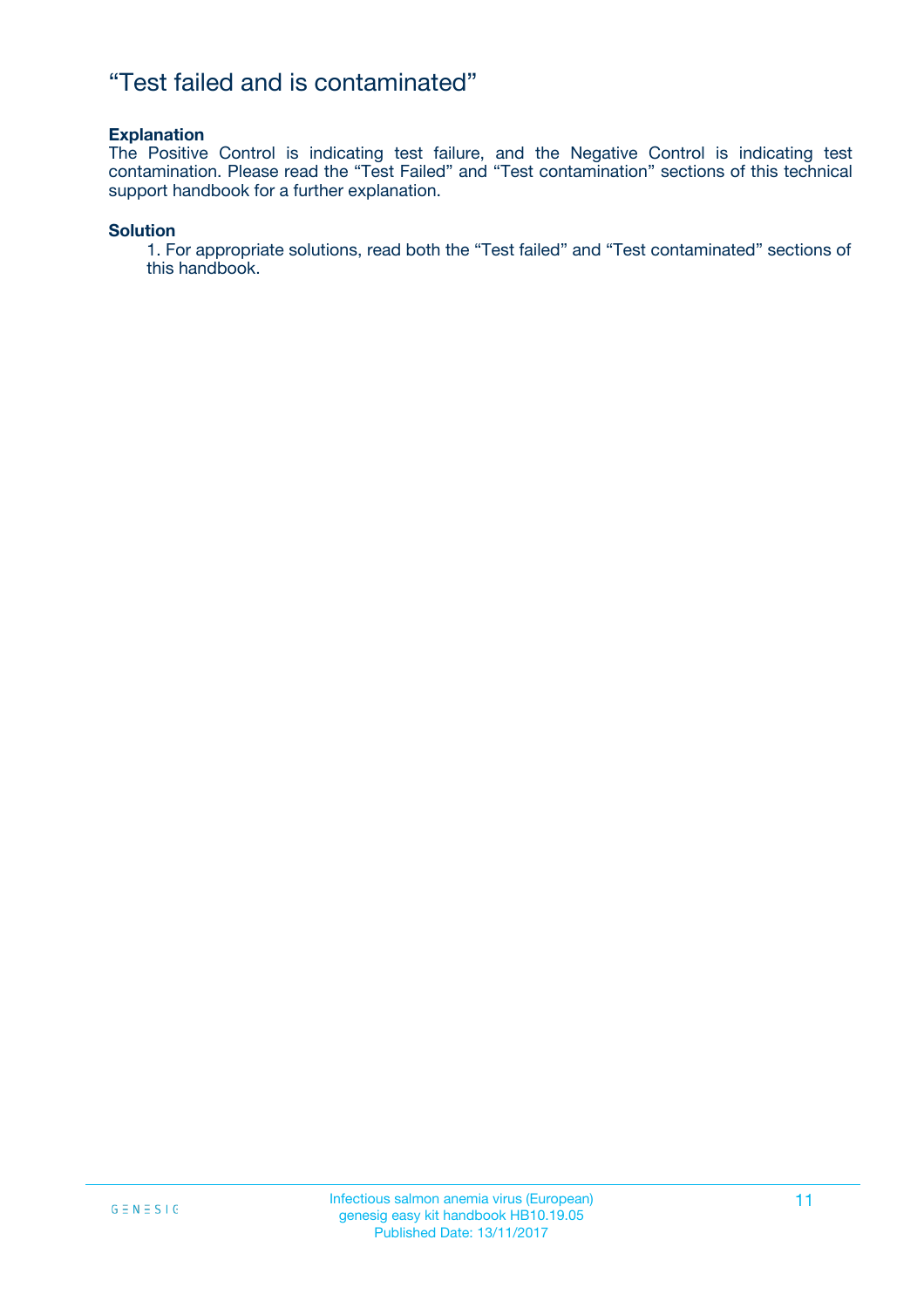# “Test failed and is contaminated”

**Explanation**

The Positive Control is indicating test failure, and the Negative Control is indicating test contamination. Please read the “Test Failed” and “Test contamination” sections of this technical support handbook for a further explanation.

**Solution**

1. For appropriate solutions, read both the “Test failed” and “Test contaminated” sections of this handbook.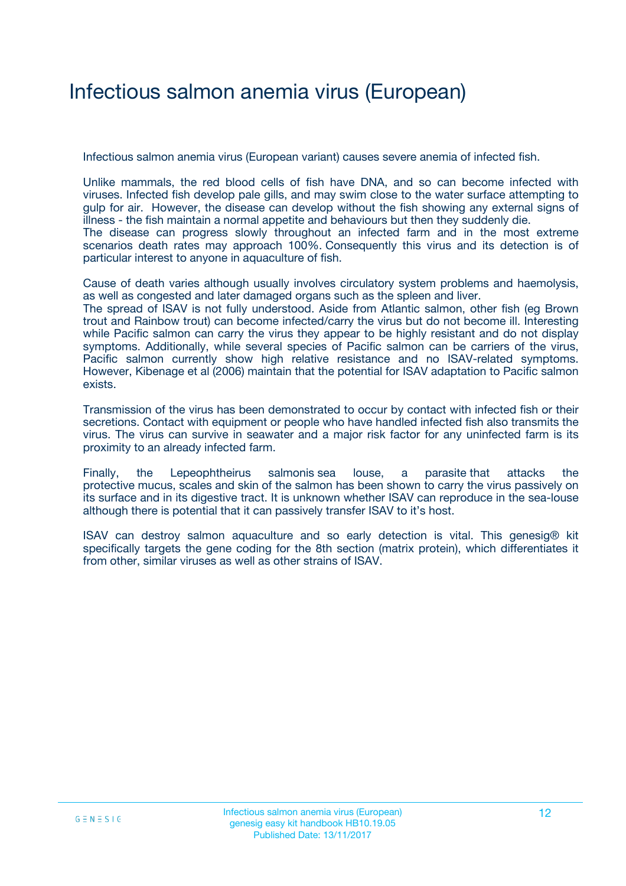# Infectious salmon anemia virus (European)

Infectious salmon anemia virus (European variant) causes severe anemia of infected fish.

Unlike mammals, the red blood cells of fish have DNA, and so can become infected with viruses. Infected fish develop pale gills, and may swim close to the water surface attempting to gulp for air. However, the disease can develop without the fish showing any external signs of illness - the fish maintain a normal appetite and behaviours but then they suddenly die.
The disease can progress slowly throughout an infected farm and in the most extreme scenarios death rates may approach 100%. Consequently this virus and its detection is of particular interest to anyone in aquaculture of fish.

Cause of death varies although usually involves circulatory system problems and haemolysis, as well as congested and later damaged organs such as the spleen and liver.
The spread of ISAV is not fully understood. Aside from Atlantic salmon, other fish (eg Brown trout and Rainbow trout) can become infected/carry the virus but do not become ill. Interesting while Pacific salmon can carry the virus they appear to be highly resistant and do not display symptoms. Additionally, while several species of Pacific salmon can be carriers of the virus, Pacific salmon currently show high relative resistance and no ISAV-related symptoms. However, Kibenage et al (2006) maintain that the potential for ISAV adaptation to Pacific salmon exists.

Transmission of the virus has been demonstrated to occur by contact with infected fish or their secretions. Contact with equipment or people who have handled infected fish also transmits the virus. The virus can survive in seawater and a major risk factor for any uninfected farm is its proximity to an already infected farm.

Finally, the Lepeophtheirus salmonis sea louse, a parasite that attacks the protective mucus, scales and skin of the salmon has been shown to carry the virus passively on its surface and in its digestive tract. It is unknown whether ISAV can reproduce in the sea-louse although there is potential that it can passively transfer ISAV to it's host.

ISAV can destroy salmon aquaculture and so early detection is vital. This genesig® kit specifically targets the gene coding for the 8th section (matrix protein), which differentiates it from other, similar viruses as well as other strains of ISAV.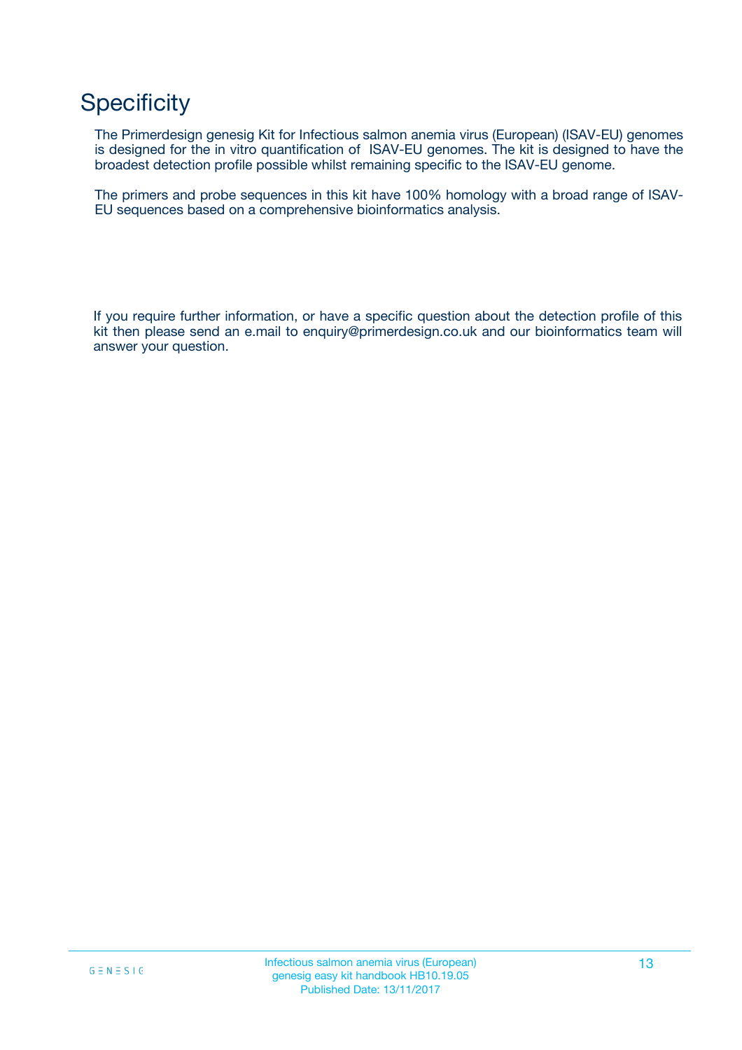# Specificity

The Primerdesign genesig Kit for Infectious salmon anemia virus (European) (ISAV-EU) genomes is designed for the in vitro quantification of ISAV-EU genomes. The kit is designed to have the broadest detection profile possible whilst remaining specific to the ISAV-EU genome.

The primers and probe sequences in this kit have 100% homology with a broad range of ISAV-EU sequences based on a comprehensive bioinformatics analysis.

If you require further information, or have a specific question about the detection profile of this kit then please send an e.mail to enquiry@primerdesign.co.uk and our bioinformatics team will answer your question.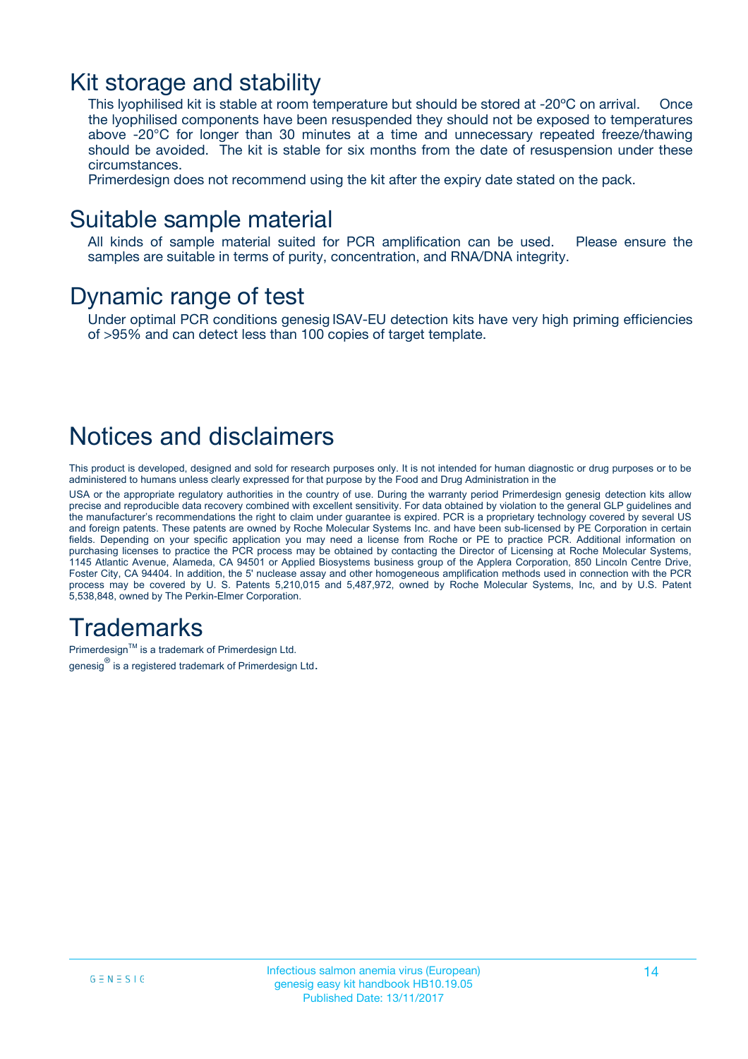# Kit storage and stability

This lyophilised kit is stable at room temperature but should be stored at -20ºC on arrival. Once the lyophilised components have been resuspended they should not be exposed to temperatures above -20°C for longer than 30 minutes at a time and unnecessary repeated freeze/thawing should be avoided. The kit is stable for six months from the date of resuspension under these circumstances.

Primerdesign does not recommend using the kit after the expiry date stated on the pack.

# Suitable sample material

All kinds of sample material suited for PCR amplification can be used. Please ensure the samples are suitable in terms of purity, concentration, and RNA/DNA integrity.

# Dynamic range of test

Under optimal PCR conditions genesig ISAV-EU detection kits have very high priming efficiencies of >95% and can detect less than 100 copies of target template.

# Notices and disclaimers

This product is developed, designed and sold for research purposes only. It is not intended for human diagnostic or drug purposes or to be administered to humans unless clearly expressed for that purpose by the Food and Drug Administration in the

USA or the appropriate regulatory authorities in the country of use. During the warranty period Primerdesign genesig detection kits allow precise and reproducible data recovery combined with excellent sensitivity. For data obtained by violation to the general GLP guidelines and the manufacturer's recommendations the right to claim under guarantee is expired. PCR is a proprietary technology covered by several US and foreign patents. These patents are owned by Roche Molecular Systems Inc. and have been sub-licensed by PE Corporation in certain fields. Depending on your specific application you may need a license from Roche or PE to practice PCR. Additional information on purchasing licenses to practice the PCR process may be obtained by contacting the Director of Licensing at Roche Molecular Systems, 1145 Atlantic Avenue, Alameda, CA 94501 or Applied Biosystems business group of the Applera Corporation, 850 Lincoln Centre Drive, Foster City, CA 94404. In addition, the 5' nuclease assay and other homogeneous amplification methods used in connection with the PCR process may be covered by U. S. Patents 5,210,015 and 5,487,972, owned by Roche Molecular Systems, Inc, and by U.S. Patent 5,538,848, owned by The Perkin-Elmer Corporation.

# Trademarks

Primerdesign™ is a trademark of Primerdesign Ltd.

genesig® is a registered trademark of Primerdesign Ltd.